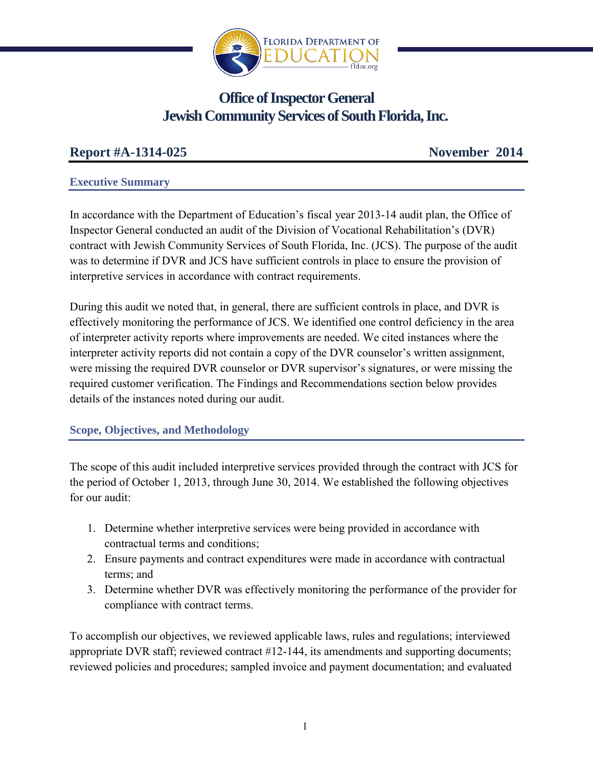# Office of Inspector General
# Jewish Community Services of South Florida, Inc.

**Report #A-1314-025** **November 2014**

## Executive Summary

In accordance with the Department of Education's fiscal year 2013-14 audit plan, the Office of Inspector General conducted an audit of the Division of Vocational Rehabilitation's (DVR) contract with Jewish Community Services of South Florida, Inc. (JCS). The purpose of the audit was to determine if DVR and JCS have sufficient controls in place to ensure the provision of interpretive services in accordance with contract requirements.

During this audit we noted that, in general, there are sufficient controls in place, and DVR is effectively monitoring the performance of JCS. We identified one control deficiency in the area of interpreter activity reports where improvements are needed. We cited instances where the interpreter activity reports did not contain a copy of the DVR counselor's written assignment, were missing the required DVR counselor or DVR supervisor's signatures, or were missing the required customer verification. The Findings and Recommendations section below provides details of the instances noted during our audit.

## Scope, Objectives, and Methodology

The scope of this audit included interpretive services provided through the contract with JCS for the period of October 1, 2013, through June 30, 2014. We established the following objectives for our audit:

1. Determine whether interpretive services were being provided in accordance with contractual terms and conditions;
2. Ensure payments and contract expenditures were made in accordance with contractual terms; and
3. Determine whether DVR was effectively monitoring the performance of the provider for compliance with contract terms.

To accomplish our objectives, we reviewed applicable laws, rules and regulations; interviewed appropriate DVR staff; reviewed contract #12-144, its amendments and supporting documents; reviewed policies and procedures; sampled invoice and payment documentation; and evaluated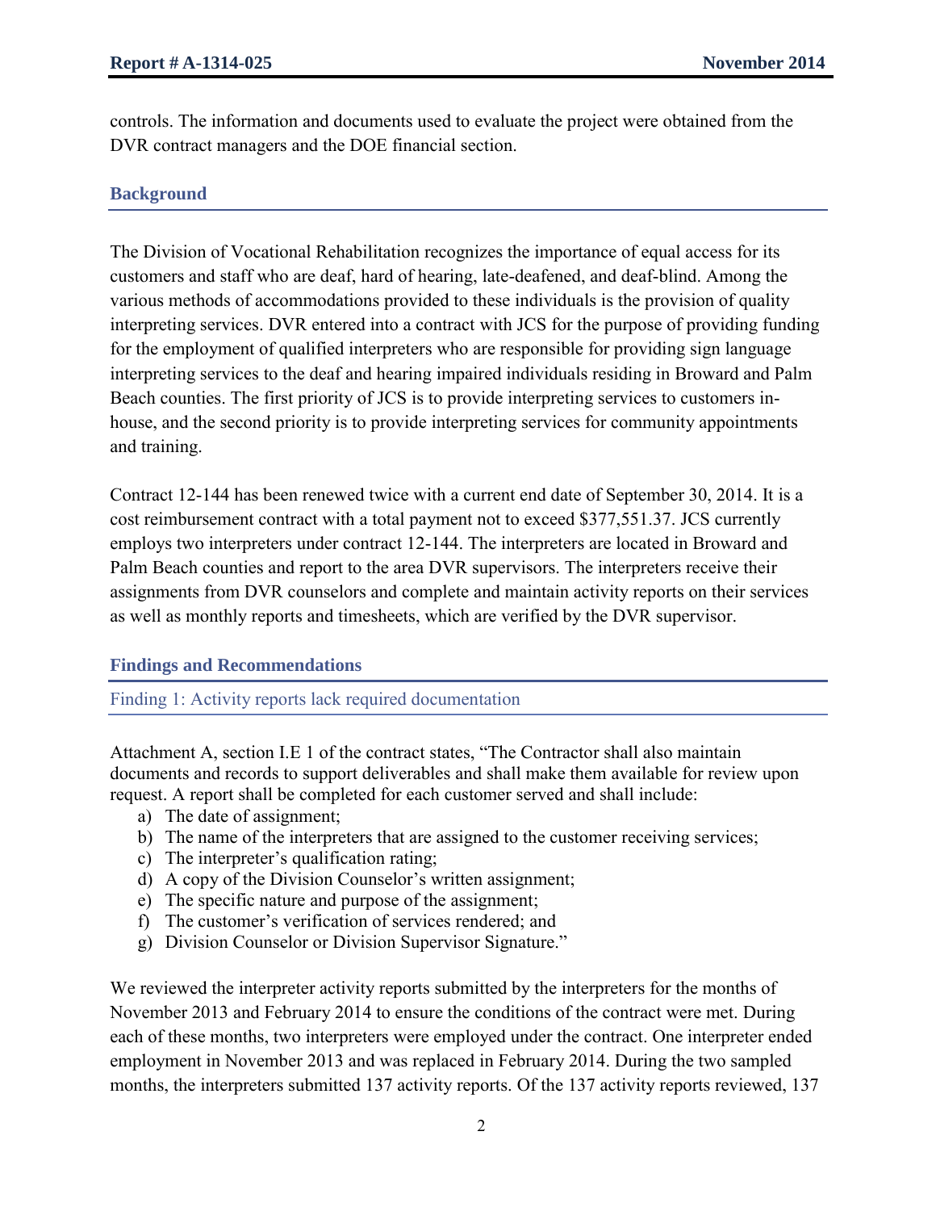controls. The information and documents used to evaluate the project were obtained from the DVR contract managers and the DOE financial section.

## Background

The Division of Vocational Rehabilitation recognizes the importance of equal access for its customers and staff who are deaf, hard of hearing, late-deafened, and deaf-blind. Among the various methods of accommodations provided to these individuals is the provision of quality interpreting services. DVR entered into a contract with JCS for the purpose of providing funding for the employment of qualified interpreters who are responsible for providing sign language interpreting services to the deaf and hearing impaired individuals residing in Broward and Palm Beach counties. The first priority of JCS is to provide interpreting services to customers in-house, and the second priority is to provide interpreting services for community appointments and training.

Contract 12-144 has been renewed twice with a current end date of September 30, 2014. It is a cost reimbursement contract with a total payment not to exceed $377,551.37. JCS currently employs two interpreters under contract 12-144. The interpreters are located in Broward and Palm Beach counties and report to the area DVR supervisors. The interpreters receive their assignments from DVR counselors and complete and maintain activity reports on their services as well as monthly reports and timesheets, which are verified by the DVR supervisor.

## Findings and Recommendations

### Finding 1: Activity reports lack required documentation

Attachment A, section I.E 1 of the contract states, "The Contractor shall also maintain documents and records to support deliverables and shall make them available for review upon request. A report shall be completed for each customer served and shall include:

a) The date of assignment;
b) The name of the interpreters that are assigned to the customer receiving services;
c) The interpreter's qualification rating;
d) A copy of the Division Counselor's written assignment;
e) The specific nature and purpose of the assignment;
f) The customer's verification of services rendered; and
g) Division Counselor or Division Supervisor Signature."

We reviewed the interpreter activity reports submitted by the interpreters for the months of November 2013 and February 2014 to ensure the conditions of the contract were met. During each of these months, two interpreters were employed under the contract. One interpreter ended employment in November 2013 and was replaced in February 2014. During the two sampled months, the interpreters submitted 137 activity reports. Of the 137 activity reports reviewed, 137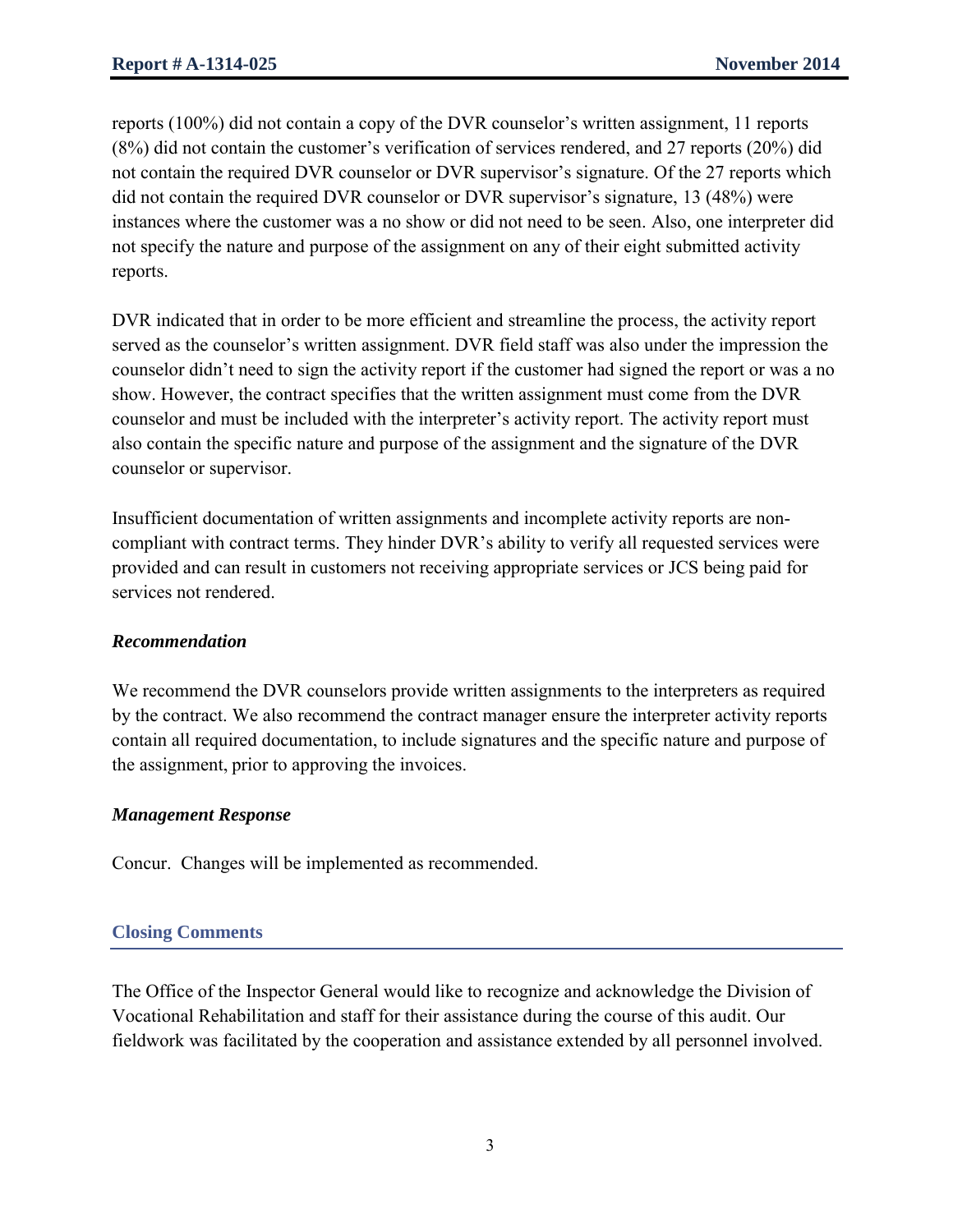reports (100%) did not contain a copy of the DVR counselor's written assignment, 11 reports (8%) did not contain the customer's verification of services rendered, and 27 reports (20%) did not contain the required DVR counselor or DVR supervisor's signature. Of the 27 reports which did not contain the required DVR counselor or DVR supervisor's signature, 13 (48%) were instances where the customer was a no show or did not need to be seen. Also, one interpreter did not specify the nature and purpose of the assignment on any of their eight submitted activity reports.

DVR indicated that in order to be more efficient and streamline the process, the activity report served as the counselor's written assignment. DVR field staff was also under the impression the counselor didn't need to sign the activity report if the customer had signed the report or was a no show. However, the contract specifies that the written assignment must come from the DVR counselor and must be included with the interpreter's activity report. The activity report must also contain the specific nature and purpose of the assignment and the signature of the DVR counselor or supervisor.

Insufficient documentation of written assignments and incomplete activity reports are non-compliant with contract terms. They hinder DVR's ability to verify all requested services were provided and can result in customers not receiving appropriate services or JCS being paid for services not rendered.

### *Recommendation*

We recommend the DVR counselors provide written assignments to the interpreters as required by the contract. We also recommend the contract manager ensure the interpreter activity reports contain all required documentation, to include signatures and the specific nature and purpose of the assignment, prior to approving the invoices.

### *Management Response*

Concur. Changes will be implemented as recommended.

## Closing Comments

The Office of the Inspector General would like to recognize and acknowledge the Division of Vocational Rehabilitation and staff for their assistance during the course of this audit. Our fieldwork was facilitated by the cooperation and assistance extended by all personnel involved.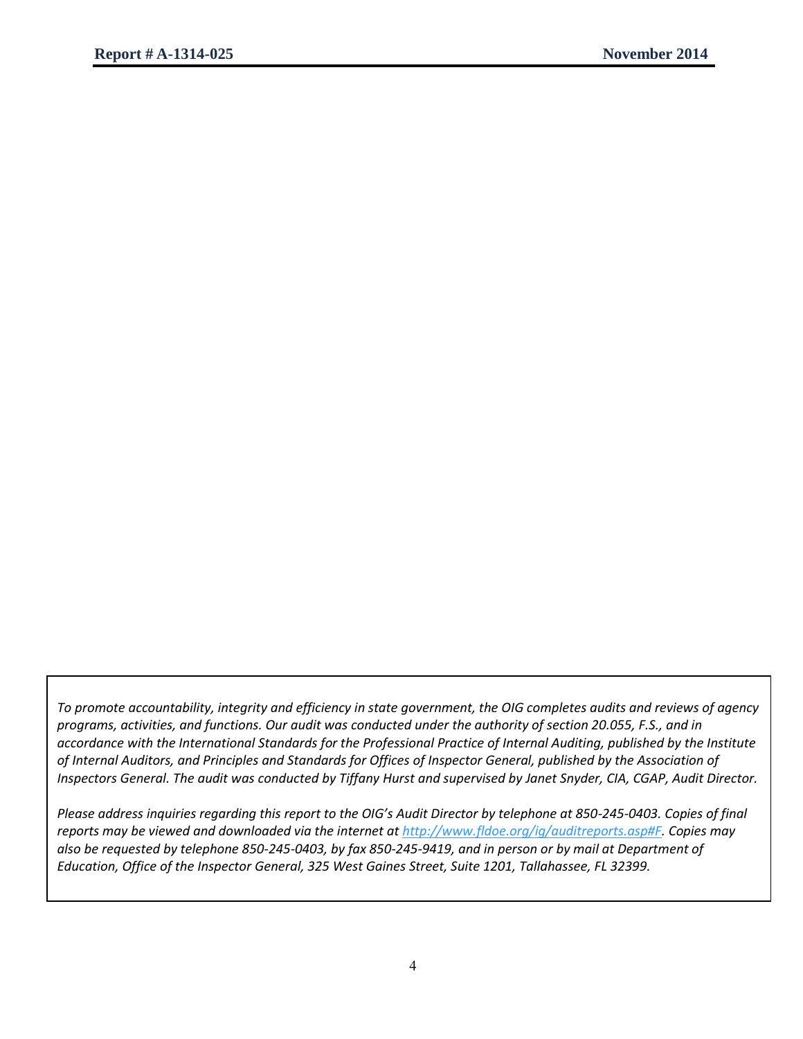*To promote accountability, integrity and efficiency in state government, the OIG completes audits and reviews of agency programs, activities, and functions. Our audit was conducted under the authority of section 20.055, F.S., and in accordance with the International Standards for the Professional Practice of Internal Auditing, published by the Institute of Internal Auditors, and Principles and Standards for Offices of Inspector General, published by the Association of Inspectors General. The audit was conducted by Tiffany Hurst and supervised by Janet Snyder, CIA, CGAP, Audit Director.*

*Please address inquiries regarding this report to the OIG's Audit Director by telephone at 850-245-0403. Copies of final reports may be viewed and downloaded via the internet at [http://www.fldoe.org/ig/auditreports.asp#F](http://www.fldoe.org/ig/auditreports.asp#F). Copies may also be requested by telephone 850-245-0403, by fax 850-245-9419, and in person or by mail at Department of Education, Office of the Inspector General, 325 West Gaines Street, Suite 1201, Tallahassee, FL 32399.*